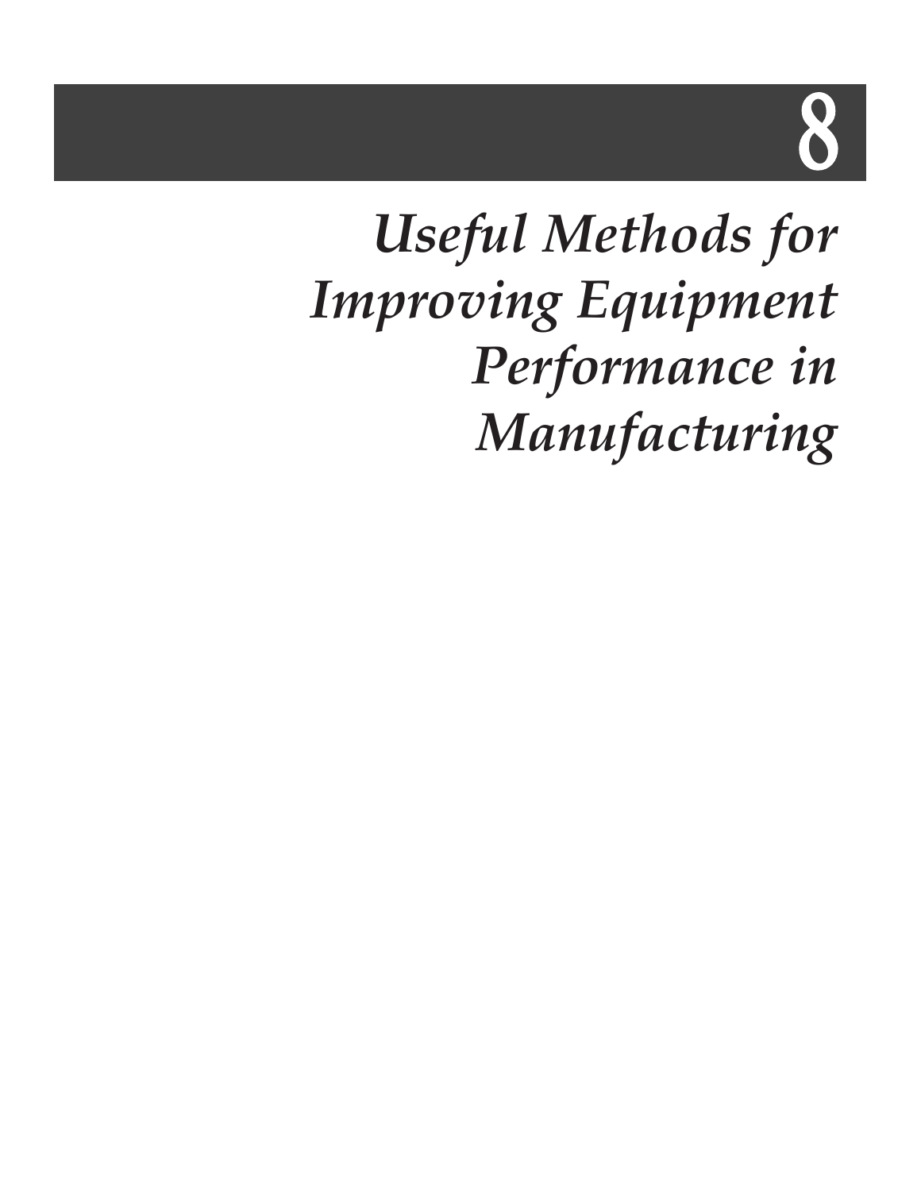# 8

# *Useful Methods for Improving Equipment Performance in Manufacturing*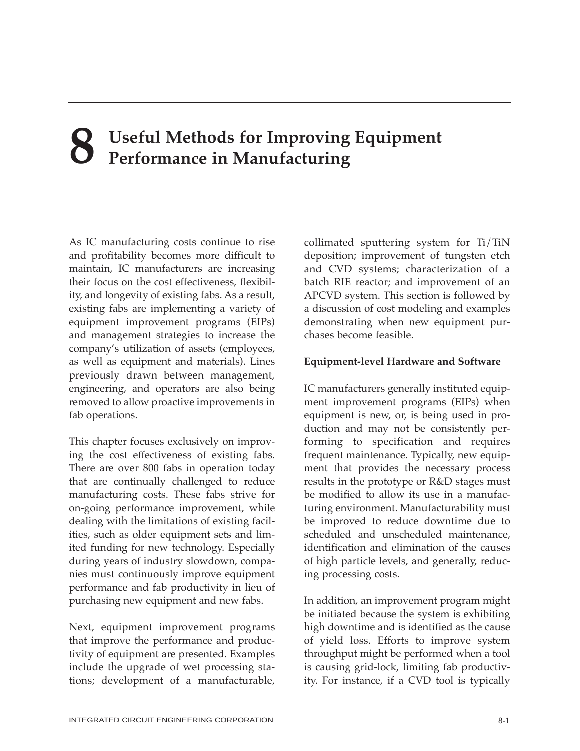# 8 Useful Methods for Improving Equipment Performance in Manufacturing

As IC manufacturing costs continue to rise and profitability becomes more difficult to maintain, IC manufacturers are increasing their focus on the cost effectiveness, flexibility, and longevity of existing fabs. As a result, existing fabs are implementing a variety of equipment improvement programs (EIPs) and management strategies to increase the company's utilization of assets (employees, as well as equipment and materials). Lines previously drawn between management, engineering, and operators are also being removed to allow proactive improvements in fab operations.

This chapter focuses exclusively on improving the cost effectiveness of existing fabs. There are over 800 fabs in operation today that are continually challenged to reduce manufacturing costs. These fabs strive for on-going performance improvement, while dealing with the limitations of existing facilities, such as older equipment sets and limited funding for new technology. Especially during years of industry slowdown, companies must continuously improve equipment performance and fab productivity in lieu of purchasing new equipment and new fabs.

Next, equipment improvement programs that improve the performance and productivity of equipment are presented. Examples include the upgrade of wet processing stations; development of a manufacturable, collimated sputtering system for Ti/TiN deposition; improvement of tungsten etch and CVD systems; characterization of a batch RIE reactor; and improvement of an APCVD system. This section is followed by a discussion of cost modeling and examples demonstrating when new equipment purchases become feasible.

## Equipment-level Hardware and Software

IC manufacturers generally instituted equipment improvement programs (EIPs) when equipment is new, or, is being used in production and may not be consistently performing to specification and requires frequent maintenance. Typically, new equipment that provides the necessary process results in the prototype or R&D stages must be modified to allow its use in a manufacturing environment. Manufacturability must be improved to reduce downtime due to scheduled and unscheduled maintenance, identification and elimination of the causes of high particle levels, and generally, reducing processing costs.

In addition, an improvement program might be initiated because the system is exhibiting high downtime and is identified as the cause of yield loss. Efforts to improve system throughput might be performed when a tool is causing grid-lock, limiting fab productivity. For instance, if a CVD tool is typically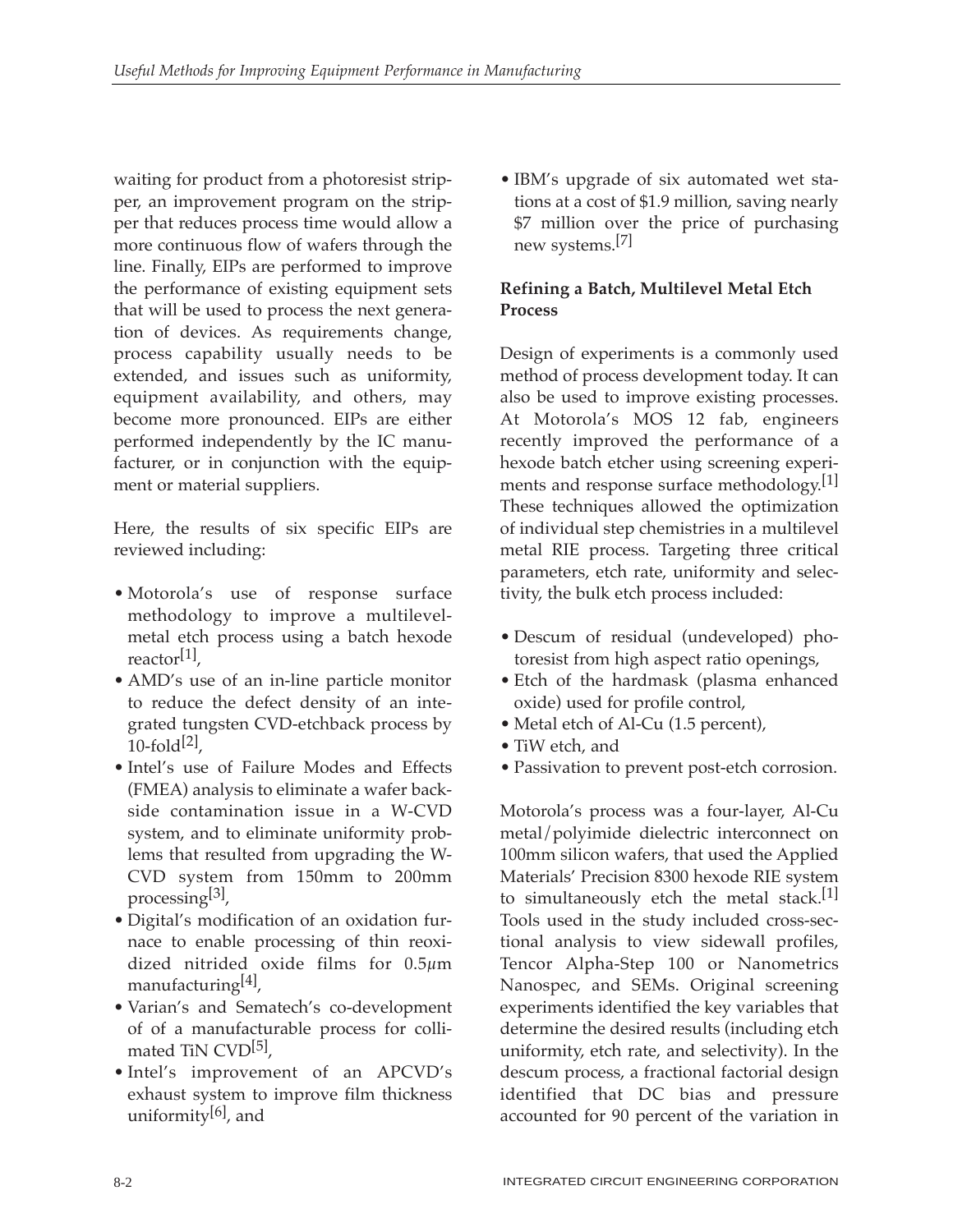waiting for product from a photoresist stripper, an improvement program on the stripper that reduces process time would allow a more continuous flow of wafers through the line. Finally, EIPs are performed to improve the performance of existing equipment sets that will be used to process the next generation of devices. As requirements change, process capability usually needs to be extended, and issues such as uniformity, equipment availability, and others, may become more pronounced. EIPs are either performed independently by the IC manufacturer, or in conjunction with the equipment or material suppliers.

Here, the results of six specific EIPs are reviewed including:

- Motorola's use of response surface methodology to improve a multilevel-metal etch process using a batch hexode reactor[1],
- AMD's use of an in-line particle monitor to reduce the defect density of an integrated tungsten CVD-etchback process by 10-fold[2],
- Intel's use of Failure Modes and Effects (FMEA) analysis to eliminate a wafer backside contamination issue in a W-CVD system, and to eliminate uniformity problems that resulted from upgrading the W-CVD system from 150mm to 200mm processing[3],
- Digital's modification of an oxidation furnace to enable processing of thin reoxidized nitrided oxide films for 0.5$\mu$m manufacturing[4],
- Varian's and Sematech's co-development of of a manufacturable process for collimated TiN CVD[5],
- Intel's improvement of an APCVD's exhaust system to improve film thickness uniformity[6], and
- IBM's upgrade of six automated wet stations at a cost of $1.9 million, saving nearly $7 million over the price of purchasing new systems.[7]

**Refining a Batch, Multilevel Metal Etch Process**

Design of experiments is a commonly used method of process development today. It can also be used to improve existing processes. At Motorola's MOS 12 fab, engineers recently improved the performance of a hexode batch etcher using screening experiments and response surface methodology.[1] These techniques allowed the optimization of individual step chemistries in a multilevel metal RIE process. Targeting three critical parameters, etch rate, uniformity and selectivity, the bulk etch process included:

- Descum of residual (undeveloped) photoresist from high aspect ratio openings,
- Etch of the hardmask (plasma enhanced oxide) used for profile control,
- Metal etch of Al-Cu (1.5 percent),
- TiW etch, and
- Passivation to prevent post-etch corrosion.

Motorola's process was a four-layer, Al-Cu metal/polyimide dielectric interconnect on 100mm silicon wafers, that used the Applied Materials' Precision 8300 hexode RIE system to simultaneously etch the metal stack.[1] Tools used in the study included cross-sectional analysis to view sidewall profiles, Tencor Alpha-Step 100 or Nanometrics Nanospec, and SEMs. Original screening experiments identified the key variables that determine the desired results (including etch uniformity, etch rate, and selectivity). In the descum process, a fractional factorial design identified that DC bias and pressure accounted for 90 percent of the variation in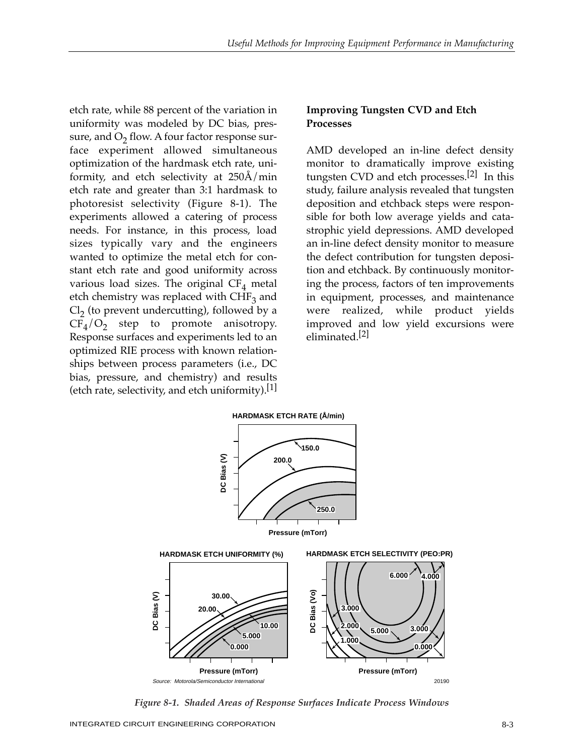etch rate, while 88 percent of the variation in uniformity was modeled by DC bias, pressure, and $O_2$ flow. A four factor response surface experiment allowed simultaneous optimization of the hardmask etch rate, uniformity, and etch selectivity at 250Å/min etch rate and greater than 3:1 hardmask to photoresist selectivity (Figure 8-1). The experiments allowed a catering of process needs. For instance, in this process, load sizes typically vary and the engineers wanted to optimize the metal etch for constant etch rate and good uniformity across various load sizes. The original $CF_4$ metal etch chemistry was replaced with $CHF_3$ and $Cl_2$ (to prevent undercutting), followed by a $CF_4/O_2$ step to promote anisotropy. Response surfaces and experiments led to an optimized RIE process with known relationships between process parameters (i.e., DC bias, pressure, and chemistry) and results (etch rate, selectivity, and etch uniformity).[1]

### Improving Tungsten CVD and Etch Processes

AMD developed an in-line defect density monitor to dramatically improve existing tungsten CVD and etch processes.[2] In this study, failure analysis revealed that tungsten deposition and etchback steps were responsible for both low average yields and catastrophic yield depressions. AMD developed an in-line defect density monitor to measure the defect contribution for tungsten deposition and etchback. By continuously monitoring the process, factors of ten improvements in equipment, processes, and maintenance were realized, while product yields improved and low yield excursions were eliminated.[2]

*Figure 8-1. Shaded Areas of Response Surfaces Indicate Process Windows*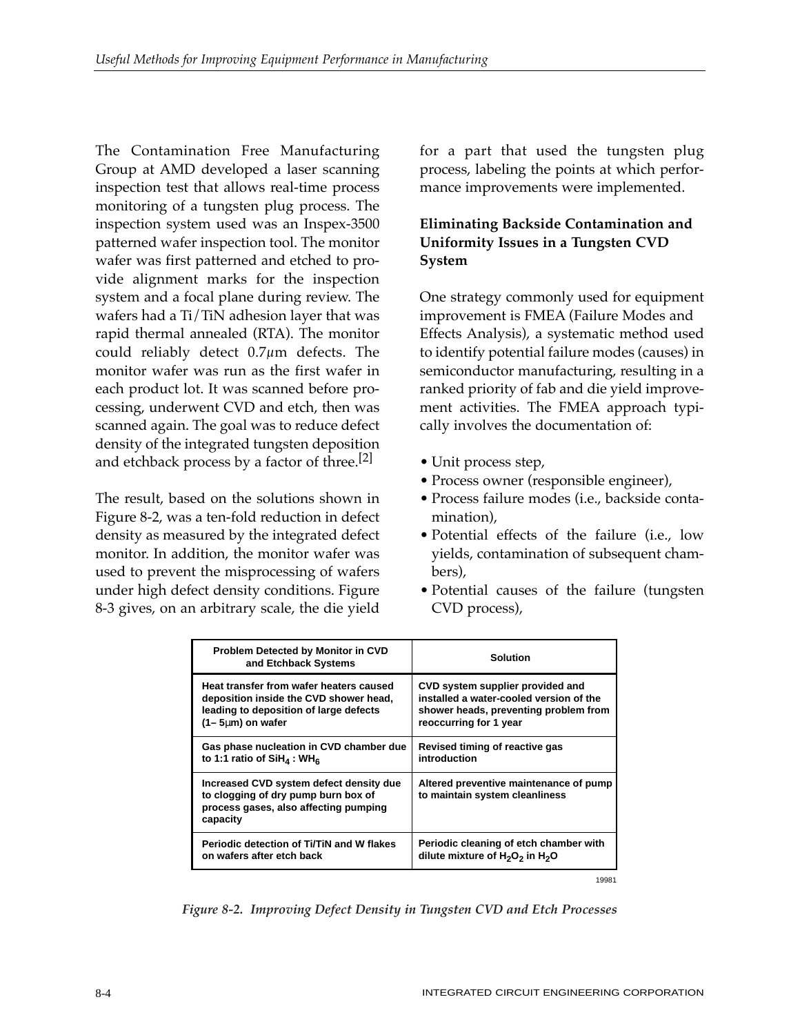The Contamination Free Manufacturing Group at AMD developed a laser scanning inspection test that allows real-time process monitoring of a tungsten plug process. The inspection system used was an Inspex-3500 patterned wafer inspection tool. The monitor wafer was first patterned and etched to provide alignment marks for the inspection system and a focal plane during review. The wafers had a Ti/TiN adhesion layer that was rapid thermal annealed (RTA). The monitor could reliably detect 0.7μm defects. The monitor wafer was run as the first wafer in each product lot. It was scanned before processing, underwent CVD and etch, then was scanned again. The goal was to reduce defect density of the integrated tungsten deposition and etchback process by a factor of three.[2]

The result, based on the solutions shown in Figure 8-2, was a ten-fold reduction in defect density as measured by the integrated defect monitor. In addition, the monitor wafer was used to prevent the misprocessing of wafers under high defect density conditions. Figure 8-3 gives, on an arbitrary scale, the die yield for a part that used the tungsten plug process, labeling the points at which performance improvements were implemented.

### Eliminating Backside Contamination and Uniformity Issues in a Tungsten CVD System

One strategy commonly used for equipment improvement is FMEA (Failure Modes and Effects Analysis), a systematic method used to identify potential failure modes (causes) in semiconductor manufacturing, resulting in a ranked priority of fab and die yield improvement activities. The FMEA approach typically involves the documentation of:

- Unit process step,
- Process owner (responsible engineer),
- Process failure modes (i.e., backside contamination),
- Potential effects of the failure (i.e., low yields, contamination of subsequent chambers),
- Potential causes of the failure (tungsten CVD process),

| Problem Detected by Monitor in CVD and Etchback Systems | Solution |
|---|---|
| Heat transfer from wafer heaters caused deposition inside the CVD shower head, leading to deposition of large defects (1– 5μm) on wafer | CVD system supplier provided and installed a water-cooled version of the shower heads, preventing problem from reoccurring for 1 year |
| Gas phase nucleation in CVD chamber due to 1:1 ratio of $SiH_4$ : $WH_6$ | Revised timing of reactive gas introduction |
| Increased CVD system defect density due to clogging of dry pump burn box of process gases, also affecting pumping capacity | Altered preventive maintenance of pump to maintain system cleanliness |
| Periodic detection of Ti/TiN and W flakes on wafers after etch back | Periodic cleaning of etch chamber with dilute mixture of $H_2O_2$ in $H_2O$ |

19981

*Figure 8-2. Improving Defect Density in Tungsten CVD and Etch Processes*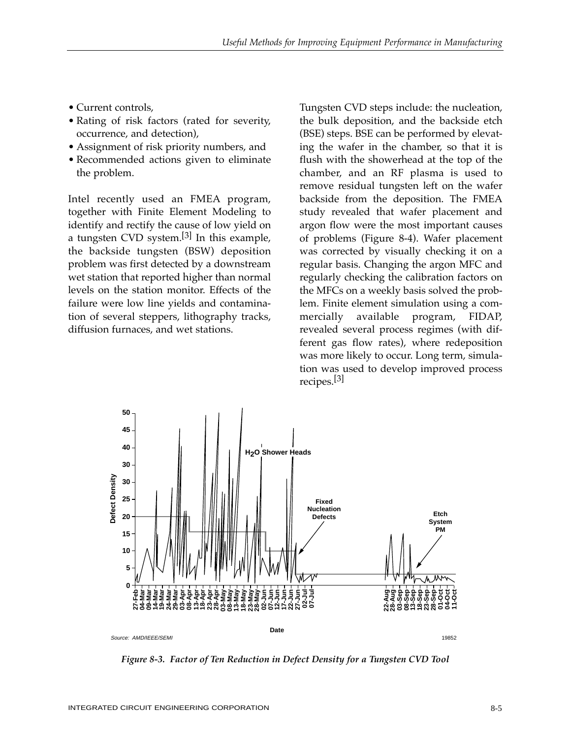- Current controls,
- Rating of risk factors (rated for severity, occurrence, and detection),
- Assignment of risk priority numbers, and
- Recommended actions given to eliminate the problem.

Intel recently used an FMEA program, together with Finite Element Modeling to identify and rectify the cause of low yield on a tungsten CVD system.[3] In this example, the backside tungsten (BSW) deposition problem was first detected by a downstream wet station that reported higher than normal levels on the station monitor. Effects of the failure were low line yields and contamination of several steppers, lithography tracks, diffusion furnaces, and wet stations.

Tungsten CVD steps include: the nucleation, the bulk deposition, and the backside etch (BSE) steps. BSE can be performed by elevating the wafer in the chamber, so that it is flush with the showerhead at the top of the chamber, and an RF plasma is used to remove residual tungsten left on the wafer backside from the deposition. The FMEA study revealed that wafer placement and argon flow were the most important causes of problems (Figure 8-4). Wafer placement was corrected by visually checking it on a regular basis. Changing the argon MFC and regularly checking the calibration factors on the MFCs on a weekly basis solved the problem. Finite element simulation using a commercially available program, FIDAP, revealed several process regimes (with different gas flow rates), where redeposition was more likely to occur. Long term, simulation was used to develop improved process recipes.[3]

Source: AMD/IEEE/SEMI

*Figure 8-3. Factor of Ten Reduction in Defect Density for a Tungsten CVD Tool*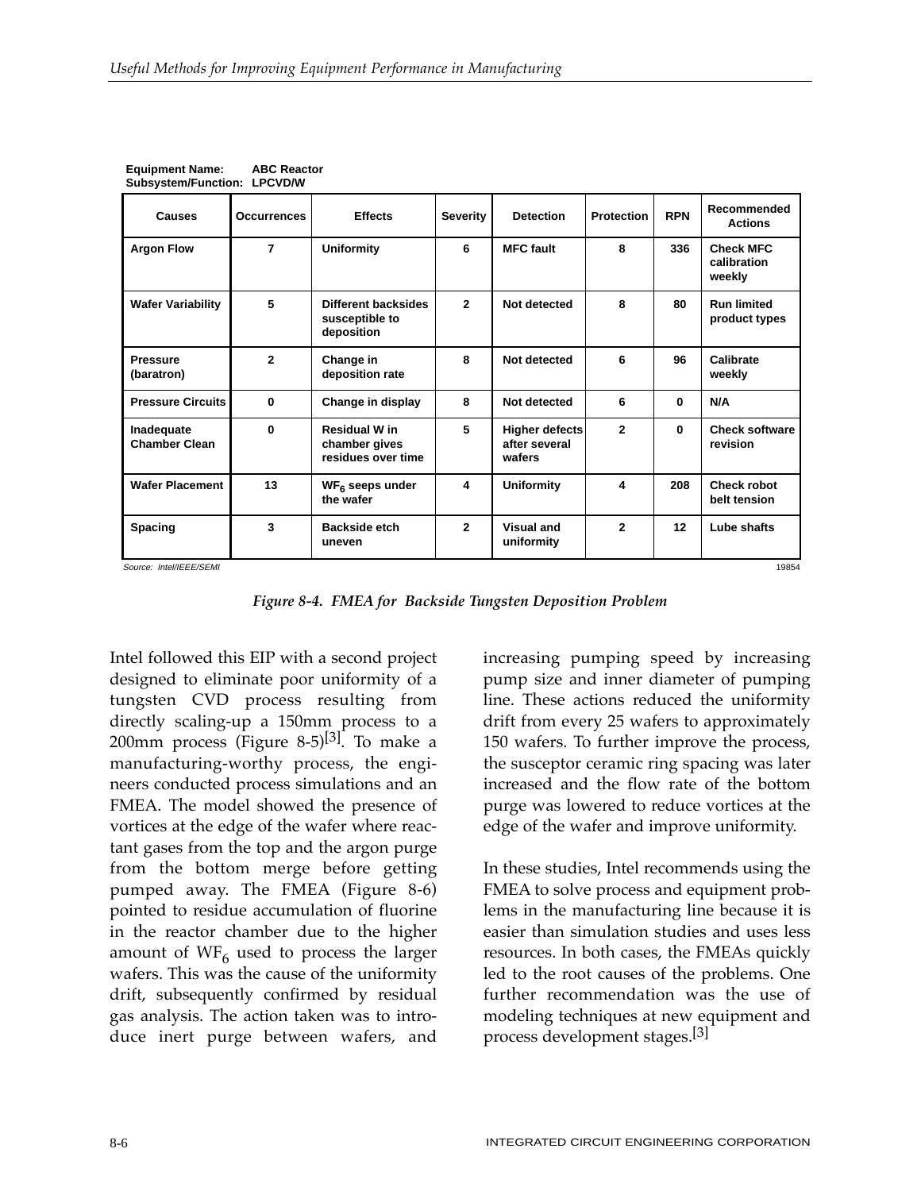**Equipment Name:** ABC Reactor
**Subsystem/Function:** LPCVD/W

| Causes | Occurrences | Effects | Severity | Detection | Protection | RPN | Recommended Actions |
|---|---|---|---|---|---|---|---|
| Argon Flow | 7 | Uniformity | 6 | MFC fault | 8 | 336 | Check MFC calibration weekly |
| Wafer Variability | 5 | Different backsides susceptible to deposition | 2 | Not detected | 8 | 80 | Run limited product types |
| Pressure (baratron) | 2 | Change in deposition rate | 8 | Not detected | 6 | 96 | Calibrate weekly |
| Pressure Circuits | 0 | Change in display | 8 | Not detected | 6 | 0 | N/A |
| Inadequate Chamber Clean | 0 | Residual W in chamber gives residues over time | 5 | Higher defects after several wafers | 2 | 0 | Check software revision |
| Wafer Placement | 13 | $WF_6$ seeps under the wafer | 4 | Uniformity | 4 | 208 | Check robot belt tension |
| Spacing | 3 | Backside etch uneven | 2 | Visual and uniformity | 2 | 12 | Lube shafts |

Source: Intel/IEEE/SEMI 19854

*Figure 8-4. FMEA for Backside Tungsten Deposition Problem*

Intel followed this EIP with a second project designed to eliminate poor uniformity of a tungsten CVD process resulting from directly scaling-up a 150mm process to a 200mm process (Figure 8-5)[3]. To make a manufacturing-worthy process, the engineers conducted process simulations and an FMEA. The model showed the presence of vortices at the edge of the wafer where reactant gases from the top and the argon purge from the bottom merge before getting pumped away. The FMEA (Figure 8-6) pointed to residue accumulation of fluorine in the reactor chamber due to the higher amount of $WF_6$ used to process the larger wafers. This was the cause of the uniformity drift, subsequently confirmed by residual gas analysis. The action taken was to introduce inert purge between wafers, and increasing pumping speed by increasing pump size and inner diameter of pumping line. These actions reduced the uniformity drift from every 25 wafers to approximately 150 wafers. To further improve the process, the susceptor ceramic ring spacing was later increased and the flow rate of the bottom purge was lowered to reduce vortices at the edge of the wafer and improve uniformity.

In these studies, Intel recommends using the FMEA to solve process and equipment problems in the manufacturing line because it is easier than simulation studies and uses less resources. In both cases, the FMEAs quickly led to the root causes of the problems. One further recommendation was the use of modeling techniques at new equipment and process development stages.[3]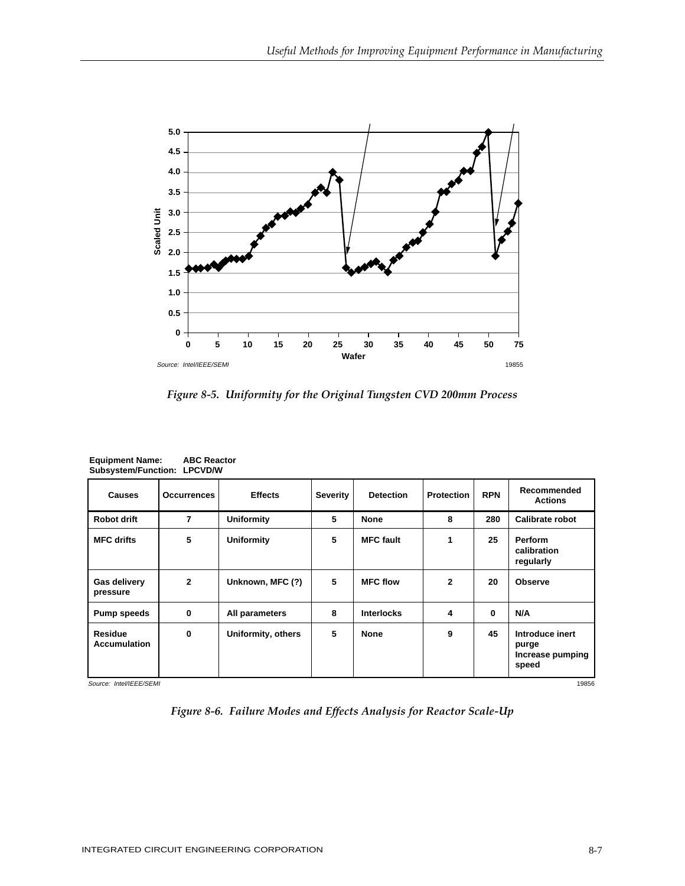Source: Intel/IEEE/SEMI

19855

*Figure 8-5. Uniformity for the Original Tungsten CVD 200mm Process*

**Equipment Name: ABC Reactor**
**Subsystem/Function: LPCVD/W**

| Causes | Occurrences | Effects | Severity | Detection | Protection | RPN | Recommended Actions |
|---|---|---|---|---|---|---|---|
| Robot drift | 7 | Uniformity | 5 | None | 8 | 280 | Calibrate robot |
| MFC drifts | 5 | Uniformity | 5 | MFC fault | 1 | 25 | Perform calibration regularly |
| Gas delivery pressure | 2 | Unknown, MFC (?) | 5 | MFC flow | 2 | 20 | Observe |
| Pump speeds | 0 | All parameters | 8 | Interlocks | 4 | 0 | N/A |
| Residue Accumulation | 0 | Uniformity, others | 5 | None | 9 | 45 | Introduce inert purge Increase pumping speed |

Source: Intel/IEEE/SEMI

19856

*Figure 8-6. Failure Modes and Effects Analysis for Reactor Scale-Up*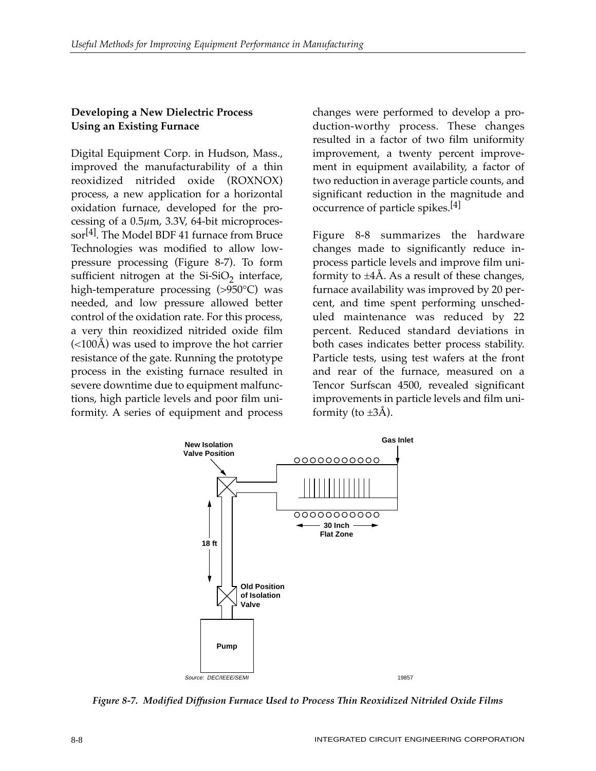### Developing a New Dielectric Process Using an Existing Furnace

Digital Equipment Corp. in Hudson, Mass., improved the manufacturability of a thin reoxidized nitrided oxide (ROXNOX) process, a new application for a horizontal oxidation furnace, developed for the processing of a 0.5µm, 3.3V, 64-bit microprocessor[4]. The Model BDF 41 furnace from Bruce Technologies was modified to allow low-pressure processing (Figure 8-7). To form sufficient nitrogen at the Si-$SiO_2$ interface, high-temperature processing (>950°C) was needed, and low pressure allowed better control of the oxidation rate. For this process, a very thin reoxidized nitrided oxide film (<100Å) was used to improve the hot carrier resistance of the gate. Running the prototype process in the existing furnace resulted in severe downtime due to equipment malfunctions, high particle levels and poor film uniformity. A series of equipment and process changes were performed to develop a production-worthy process. These changes resulted in a factor of two film uniformity improvement, a twenty percent improvement in equipment availability, a factor of two reduction in average particle counts, and significant reduction in the magnitude and occurrence of particle spikes.[4]

Figure 8-8 summarizes the hardware changes made to significantly reduce in-process particle levels and improve film uniformity to ±4Å. As a result of these changes, furnace availability was improved by 20 percent, and time spent performing unscheduled maintenance was reduced by 22 percent. Reduced standard deviations in both cases indicates better process stability. Particle tests, using test wafers at the front and rear of the furnace, measured on a Tencor Surfscan 4500, revealed significant improvements in particle levels and film uniformity (to ±3Å).

New Isolation Valve Position

Gas Inlet

18 ft

30 Inch Flat Zone

Old Position of Isolation Valve

Pump

Source: DEC/IEEE/SEMI

19857

*Figure 8-7. Modified Diffusion Furnace Used to Process Thin Reoxidized Nitrided Oxide Films*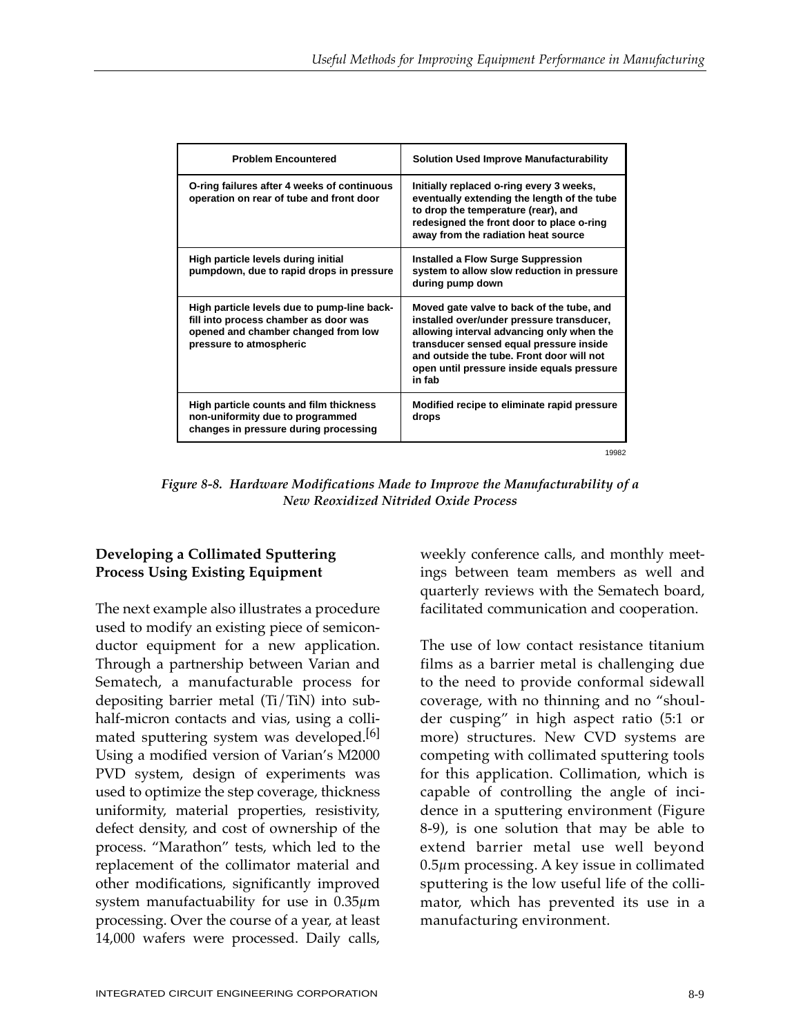| Problem Encountered | Solution Used Improve Manufacturability |
| --- | --- |
| O-ring failures after 4 weeks of continuous operation on rear of tube and front door | Initially replaced o-ring every 3 weeks, eventually extending the length of the tube to drop the temperature (rear), and redesigned the front door to place o-ring away from the radiation heat source |
| High particle levels during initial pumpdown, due to rapid drops in pressure | Installed a Flow Surge Suppression system to allow slow reduction in pressure during pump down |
| High particle levels due to pump-line back-fill into process chamber as door was opened and chamber changed from low pressure to atmospheric | Moved gate valve to back of the tube, and installed over/under pressure transducer, allowing interval advancing only when the transducer sensed equal pressure inside and outside the tube. Front door will not open until pressure inside equals pressure in fab |
| High particle counts and film thickness non-uniformity due to programmed changes in pressure during processing | Modified recipe to eliminate rapid pressure drops |

19982

*Figure 8-8. Hardware Modifications Made to Improve the Manufacturability of a New Reoxidized Nitrided Oxide Process*

**Developing a Collimated Sputtering Process Using Existing Equipment**

The next example also illustrates a procedure used to modify an existing piece of semiconductor equipment for a new application. Through a partnership between Varian and Sematech, a manufacturable process for depositing barrier metal (Ti/TiN) into sub-half-micron contacts and vias, using a collimated sputtering system was developed.[6] Using a modified version of Varian's M2000 PVD system, design of experiments was used to optimize the step coverage, thickness uniformity, material properties, resistivity, defect density, and cost of ownership of the process. "Marathon" tests, which led to the replacement of the collimator material and other modifications, significantly improved system manufactuability for use in 0.35µm processing. Over the course of a year, at least 14,000 wafers were processed. Daily calls, weekly conference calls, and monthly meetings between team members as well and quarterly reviews with the Sematech board, facilitated communication and cooperation.

The use of low contact resistance titanium films as a barrier metal is challenging due to the need to provide conformal sidewall coverage, with no thinning and no "shoulder cusping" in high aspect ratio (5:1 or more) structures. New CVD systems are competing with collimated sputtering tools for this application. Collimation, which is capable of controlling the angle of incidence in a sputtering environment (Figure 8-9), is one solution that may be able to extend barrier metal use well beyond 0.5µm processing. A key issue in collimated sputtering is the low useful life of the collimator, which has prevented its use in a manufacturing environment.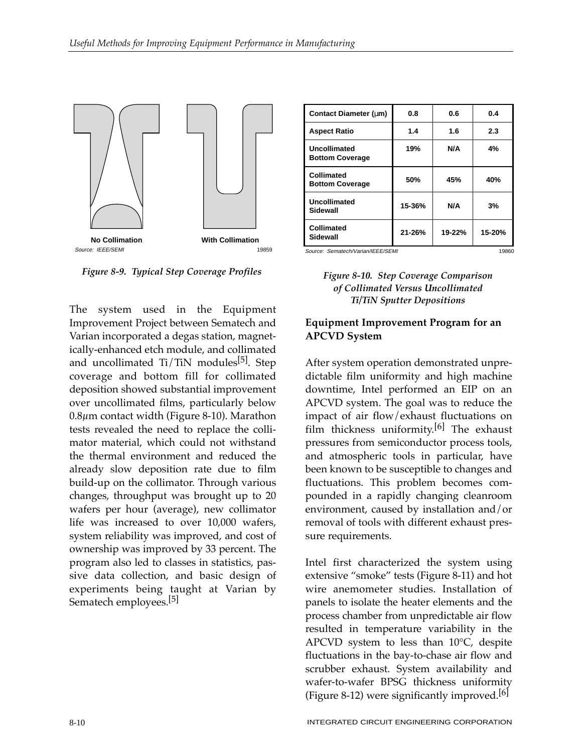No Collimation | With Collimation

Source: IEEE/SEMI

*Figure 8-9. Typical Step Coverage Profiles*

| Contact Diameter (μm) | 0.8 | 0.6 | 0.4 |
|---|---|---|---|
| Aspect Ratio | 1.4 | 1.6 | 2.3 |
| Uncollimated Bottom Coverage | 19% | N/A | 4% |
| Collimated Bottom Coverage | 50% | 45% | 40% |
| Uncollimated Sidewall | 15-36% | N/A | 3% |
| Collimated Sidewall | 21-26% | 19-22% | 15-20% |

Source: Sematech/Varian/IEEE/SEMI

*Figure 8-10. Step Coverage Comparison of Collimated Versus Uncollimated Ti/TiN Sputter Depositions*

The system used in the Equipment Improvement Project between Sematech and Varian incorporated a degas station, magnetically-enhanced etch module, and collimated and uncollimated Ti/TiN modules[5]. Step coverage and bottom fill for collimated deposition showed substantial improvement over uncollimated films, particularly below 0.8μm contact width (Figure 8-10). Marathon tests revealed the need to replace the collimator material, which could not withstand the thermal environment and reduced the already slow deposition rate due to film build-up on the collimator. Through various changes, throughput was brought up to 20 wafers per hour (average), new collimator life was increased to over 10,000 wafers, system reliability was improved, and cost of ownership was improved by 33 percent. The program also led to classes in statistics, passive data collection, and basic design of experiments being taught at Varian by Sematech employees.[5]

## Equipment Improvement Program for an APCVD System

After system operation demonstrated unpredictable film uniformity and high machine downtime, Intel performed an EIP on an APCVD system. The goal was to reduce the impact of air flow/exhaust fluctuations on film thickness uniformity.[6] The exhaust pressures from semiconductor process tools, and atmospheric tools in particular, have been known to be susceptible to changes and fluctuations. This problem becomes compounded in a rapidly changing cleanroom environment, caused by installation and/or removal of tools with different exhaust pressure requirements.

Intel first characterized the system using extensive "smoke" tests (Figure 8-11) and hot wire anemometer studies. Installation of panels to isolate the heater elements and the process chamber from unpredictable air flow resulted in temperature variability in the APCVD system to less than 10°C, despite fluctuations in the bay-to-chase air flow and scrubber exhaust. System availability and wafer-to-wafer BPSG thickness uniformity (Figure 8-12) were significantly improved.[6]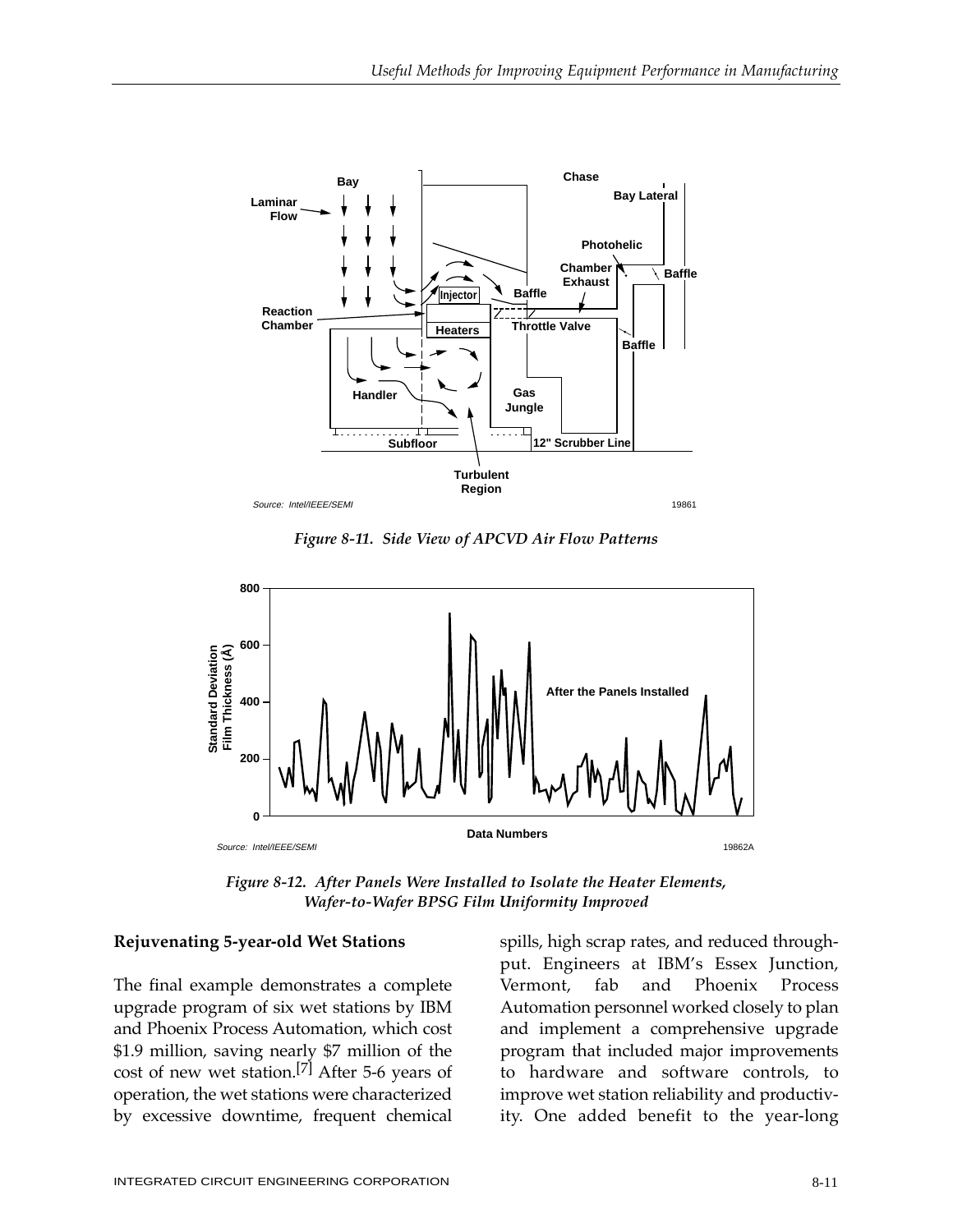*Figure 8-11. Side View of APCVD Air Flow Patterns*

*Figure 8-12. After Panels Were Installed to Isolate the Heater Elements, Wafer-to-Wafer BPSG Film Uniformity Improved*

**Rejuvenating 5-year-old Wet Stations**

The final example demonstrates a complete upgrade program of six wet stations by IBM and Phoenix Process Automation, which cost $1.9 million, saving nearly $7 million of the cost of new wet station.[7] After 5-6 years of operation, the wet stations were characterized by excessive downtime, frequent chemical spills, high scrap rates, and reduced throughput. Engineers at IBM's Essex Junction, Vermont, fab and Phoenix Process Automation personnel worked closely to plan and implement a comprehensive upgrade program that included major improvements to hardware and software controls, to improve wet station reliability and productivity. One added benefit to the year-long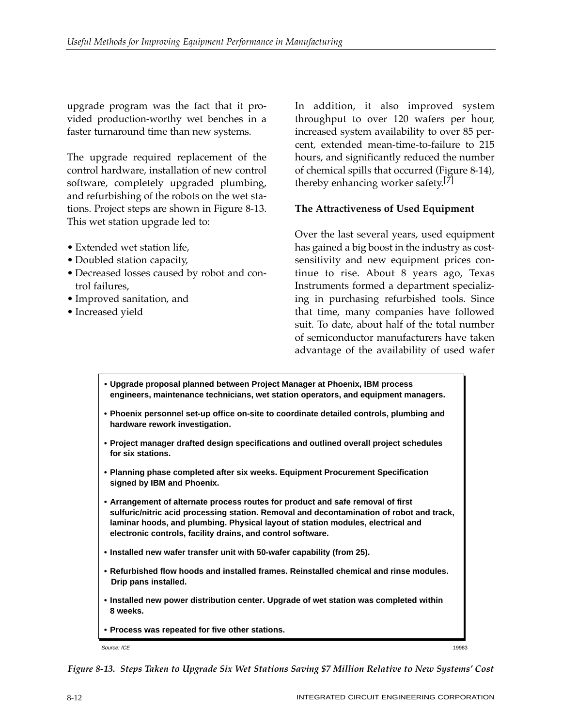upgrade program was the fact that it provided production-worthy wet benches in a faster turnaround time than new systems.

The upgrade required replacement of the control hardware, installation of new control software, completely upgraded plumbing, and refurbishing of the robots on the wet stations. Project steps are shown in Figure 8-13. This wet station upgrade led to:

- Extended wet station life,
- Doubled station capacity,
- Decreased losses caused by robot and control failures,
- Improved sanitation, and
- Increased yield

In addition, it also improved system throughput to over 120 wafers per hour, increased system availability to over 85 percent, extended mean-time-to-failure to 215 hours, and significantly reduced the number of chemical spills that occurred (Figure 8-14), thereby enhancing worker safety.[7]

**The Attractiveness of Used Equipment**

Over the last several years, used equipment has gained a big boost in the industry as cost-sensitivity and new equipment prices continue to rise. About 8 years ago, Texas Instruments formed a department specializing in purchasing refurbished tools. Since that time, many companies have followed suit. To date, about half of the total number of semiconductor manufacturers have taken advantage of the availability of used wafer

- **Upgrade proposal planned between Project Manager at Phoenix, IBM process engineers, maintenance technicians, wet station operators, and equipment managers.**
- **Phoenix personnel set-up office on-site to coordinate detailed controls, plumbing and hardware rework investigation.**
- **Project manager drafted design specifications and outlined overall project schedules for six stations.**
- **Planning phase completed after six weeks. Equipment Procurement Specification signed by IBM and Phoenix.**
- **Arrangement of alternate process routes for product and safe removal of first sulfuric/nitric acid processing station. Removal and decontamination of robot and track, laminar hoods, and plumbing. Physical layout of station modules, electrical and electronic controls, facility drains, and control software.**
- **Installed new wafer transfer unit with 50-wafer capability (from 25).**
- **Refurbished flow hoods and installed frames. Reinstalled chemical and rinse modules. Drip pans installed.**
- **Installed new power distribution center. Upgrade of wet station was completed within 8 weeks.**
- **Process was repeated for five other stations.**

*Source: ICE* 19983

*Figure 8-13. Steps Taken to Upgrade Six Wet Stations Saving $7 Million Relative to New Systems' Cost*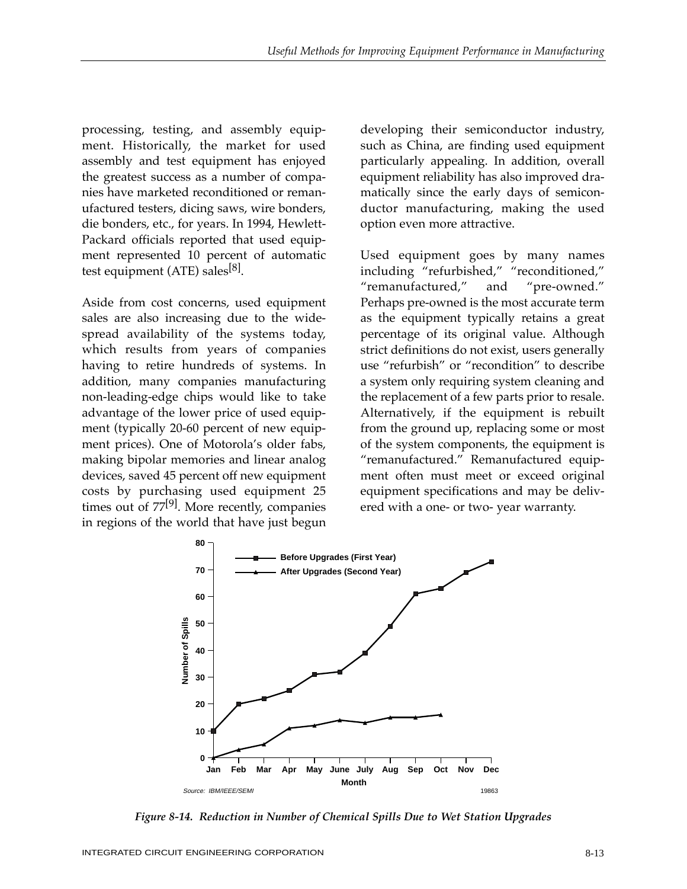processing, testing, and assembly equipment. Historically, the market for used assembly and test equipment has enjoyed the greatest success as a number of companies have marketed reconditioned or remanufactured testers, dicing saws, wire bonders, die bonders, etc., for years. In 1994, Hewlett-Packard officials reported that used equipment represented 10 percent of automatic test equipment (ATE) sales[8].

Aside from cost concerns, used equipment sales are also increasing due to the widespread availability of the systems today, which results from years of companies having to retire hundreds of systems. In addition, many companies manufacturing non-leading-edge chips would like to take advantage of the lower price of used equipment (typically 20-60 percent of new equipment prices). One of Motorola's older fabs, making bipolar memories and linear analog devices, saved 45 percent off new equipment costs by purchasing used equipment 25 times out of 77[9]. More recently, companies in regions of the world that have just begun developing their semiconductor industry, such as China, are finding used equipment particularly appealing. In addition, overall equipment reliability has also improved dramatically since the early days of semiconductor manufacturing, making the used option even more attractive.

Used equipment goes by many names including "refurbished," "reconditioned," "remanufactured," and "pre-owned." Perhaps pre-owned is the most accurate term as the equipment typically retains a great percentage of its original value. Although strict definitions do not exist, users generally use "refurbish" or "recondition" to describe a system only requiring system cleaning and the replacement of a few parts prior to resale. Alternatively, if the equipment is rebuilt from the ground up, replacing some or most of the system components, the equipment is "remanufactured." Remanufactured equipment often must meet or exceed original equipment specifications and may be delivered with a one- or two- year warranty.

| Month | Before Upgrades (First Year) | After Upgrades (Second Year) |
|---|---|---|
| Jan | 10 | 0 |
| Feb | 20 | 3 |
| Mar | 22 | 5 |
| Apr | 25 | 11 |
| May | 31 | 12 |
| June | 32 | 14 |
| July | 39 | 13 |
| Aug | 49 | 15 |
| Sep | 61 | 15 |
| Oct | 63 | 16 |
| Nov | 69 | |
| Dec | 73 | |

Source: IBM/IEEE/SEMI 19863

*Figure 8-14. Reduction in Number of Chemical Spills Due to Wet Station Upgrades*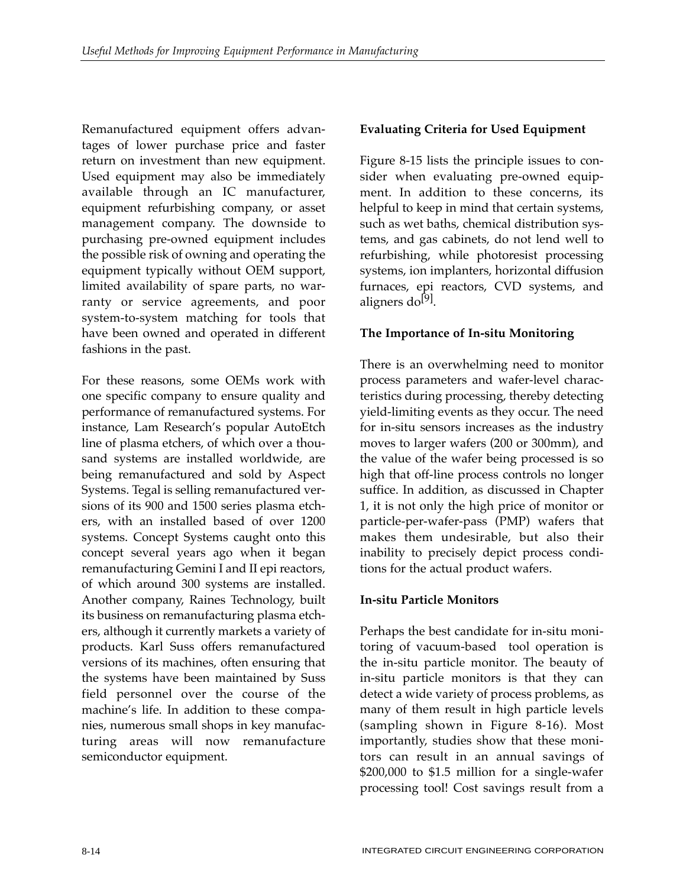Remanufactured equipment offers advantages of lower purchase price and faster return on investment than new equipment. Used equipment may also be immediately available through an IC manufacturer, equipment refurbishing company, or asset management company. The downside to purchasing pre-owned equipment includes the possible risk of owning and operating the equipment typically without OEM support, limited availability of spare parts, no warranty or service agreements, and poor system-to-system matching for tools that have been owned and operated in different fashions in the past.

For these reasons, some OEMs work with one specific company to ensure quality and performance of remanufactured systems. For instance, Lam Research's popular AutoEtch line of plasma etchers, of which over a thousand systems are installed worldwide, are being remanufactured and sold by Aspect Systems. Tegal is selling remanufactured versions of its 900 and 1500 series plasma etchers, with an installed based of over 1200 systems. Concept Systems caught onto this concept several years ago when it began remanufacturing Gemini I and II epi reactors, of which around 300 systems are installed. Another company, Raines Technology, built its business on remanufacturing plasma etchers, although it currently markets a variety of products. Karl Suss offers remanufactured versions of its machines, often ensuring that the systems have been maintained by Suss field personnel over the course of the machine's life. In addition to these companies, numerous small shops in key manufacturing areas will now remanufacture semiconductor equipment.

**Evaluating Criteria for Used Equipment**

Figure 8-15 lists the principle issues to consider when evaluating pre-owned equipment. In addition to these concerns, its helpful to keep in mind that certain systems, such as wet baths, chemical distribution systems, and gas cabinets, do not lend well to refurbishing, while photoresist processing systems, ion implanters, horizontal diffusion furnaces, epi reactors, CVD systems, and aligners do[9].

**The Importance of In-situ Monitoring**

There is an overwhelming need to monitor process parameters and wafer-level characteristics during processing, thereby detecting yield-limiting events as they occur. The need for in-situ sensors increases as the industry moves to larger wafers (200 or 300mm), and the value of the wafer being processed is so high that off-line process controls no longer suffice. In addition, as discussed in Chapter 1, it is not only the high price of monitor or particle-per-wafer-pass (PMP) wafers that makes them undesirable, but also their inability to precisely depict process conditions for the actual product wafers.

**In-situ Particle Monitors**

Perhaps the best candidate for in-situ monitoring of vacuum-based tool operation is the in-situ particle monitor. The beauty of in-situ particle monitors is that they can detect a wide variety of process problems, as many of them result in high particle levels (sampling shown in Figure 8-16). Most importantly, studies show that these monitors can result in an annual savings of \$200,000 to \$1.5 million for a single-wafer processing tool! Cost savings result from a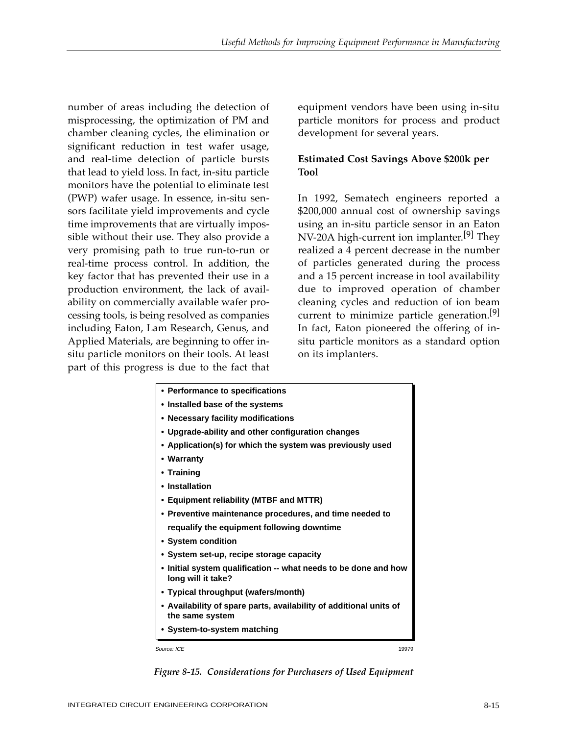number of areas including the detection of misprocessing, the optimization of PM and chamber cleaning cycles, the elimination or significant reduction in test wafer usage, and real-time detection of particle bursts that lead to yield loss. In fact, in-situ particle monitors have the potential to eliminate test (PWP) wafer usage. In essence, in-situ sensors facilitate yield improvements and cycle time improvements that are virtually impossible without their use. They also provide a very promising path to true run-to-run or real-time process control. In addition, the key factor that has prevented their use in a production environment, the lack of availability on commercially available wafer processing tools, is being resolved as companies including Eaton, Lam Research, Genus, and Applied Materials, are beginning to offer in-situ particle monitors on their tools. At least part of this progress is due to the fact that equipment vendors have been using in-situ particle monitors for process and product development for several years.

**Estimated Cost Savings Above $200k per Tool**

In 1992, Sematech engineers reported a $200,000 annual cost of ownership savings using an in-situ particle sensor in an Eaton NV-20A high-current ion implanter.[9] They realized a 4 percent decrease in the number of particles generated during the process and a 15 percent increase in tool availability due to improved operation of chamber cleaning cycles and reduction of ion beam current to minimize particle generation.[9] In fact, Eaton pioneered the offering of in-situ particle monitors as a standard option on its implanters.

- **Performance to specifications**
- **Installed base of the systems**
- **Necessary facility modifications**
- **Upgrade-ability and other configuration changes**
- **Application(s) for which the system was previously used**
- **Warranty**
- **Training**
- **Installation**
- **Equipment reliability (MTBF and MTTR)**
- **Preventive maintenance procedures, and time needed to requalify the equipment following downtime**
- **System condition**
- **System set-up, recipe storage capacity**
- **Initial system qualification -- what needs to be done and how long will it take?**
- **Typical throughput (wafers/month)**
- **Availability of spare parts, availability of additional units of the same system**
- **System-to-system matching**

*Source: ICE* 19979

*Figure 8-15. Considerations for Purchasers of Used Equipment*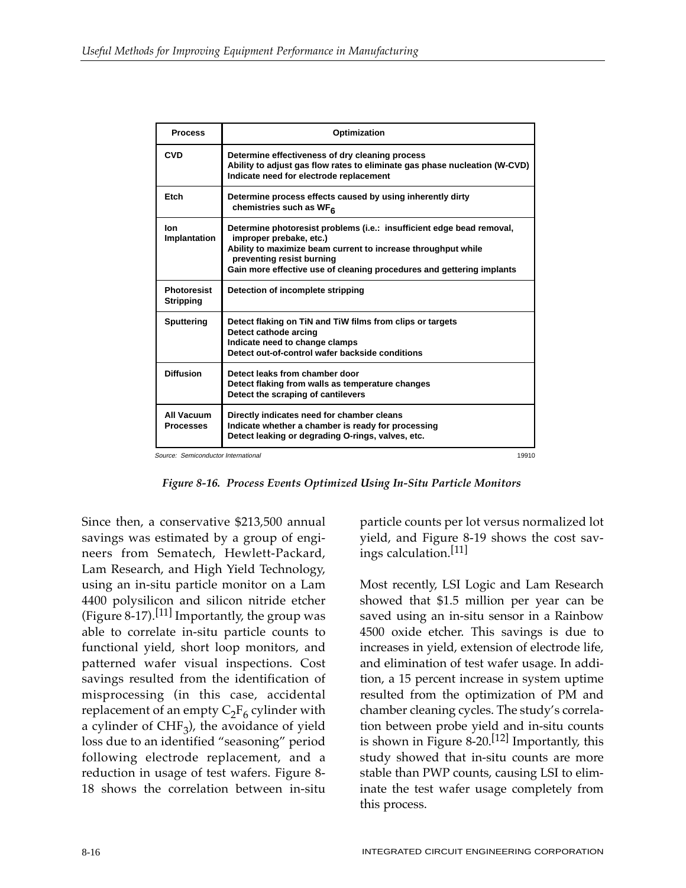| Process | Optimization |
|---|---|
| CVD | Determine effectiveness of dry cleaning process<br>Ability to adjust gas flow rates to eliminate gas phase nucleation (W-CVD)<br>Indicate need for electrode replacement |
| Etch | Determine process effects caused by using inherently dirty chemistries such as $WF_6$ |
| Ion Implantation | Determine photoresist problems (i.e.: insufficient edge bead removal, improper prebake, etc.)<br>Ability to maximize beam current to increase throughput while preventing resist burning<br>Gain more effective use of cleaning procedures and gettering implants |
| Photoresist Stripping | Detection of incomplete stripping |
| Sputtering | Detect flaking on TiN and TiW films from clips or targets<br>Detect cathode arcing<br>Indicate need to change clamps<br>Detect out-of-control wafer backside conditions |
| Diffusion | Detect leaks from chamber door<br>Detect flaking from walls as temperature changes<br>Detect the scraping of cantilevers |
| All Vacuum Processes | Directly indicates need for chamber cleans<br>Indicate whether a chamber is ready for processing<br>Detect leaking or degrading O-rings, valves, etc. |

Source: Semiconductor International 19910

*Figure 8-16. Process Events Optimized Using In-Situ Particle Monitors*

Since then, a conservative $213,500 annual savings was estimated by a group of engineers from Sematech, Hewlett-Packard, Lam Research, and High Yield Technology, using an in-situ particle monitor on a Lam 4400 polysilicon and silicon nitride etcher (Figure 8-17).[11] Importantly, the group was able to correlate in-situ particle counts to functional yield, short loop monitors, and patterned wafer visual inspections. Cost savings resulted from the identification of misprocessing (in this case, accidental replacement of an empty $C_2F_6$ cylinder with a cylinder of $CHF_3$), the avoidance of yield loss due to an identified "seasoning" period following electrode replacement, and a reduction in usage of test wafers. Figure 8-18 shows the correlation between in-situ particle counts per lot versus normalized lot yield, and Figure 8-19 shows the cost savings calculation.[11]

Most recently, LSI Logic and Lam Research showed that $1.5 million per year can be saved using an in-situ sensor in a Rainbow 4500 oxide etcher. This savings is due to increases in yield, extension of electrode life, and elimination of test wafer usage. In addition, a 15 percent increase in system uptime resulted from the optimization of PM and chamber cleaning cycles. The study's correlation between probe yield and in-situ counts is shown in Figure 8-20.[12] Importantly, this study showed that in-situ counts are more stable than PWP counts, causing LSI to eliminate the test wafer usage completely from this process.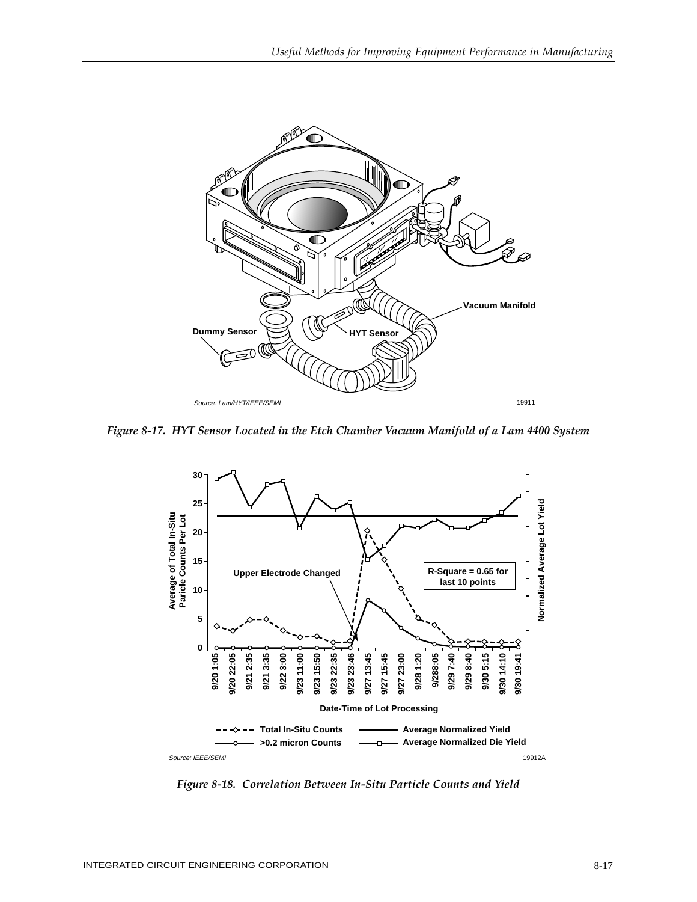*Figure 8-17. HYT Sensor Located in the Etch Chamber Vacuum Manifold of a Lam 4400 System*

*Figure 8-18. Correlation Between In-Situ Particle Counts and Yield*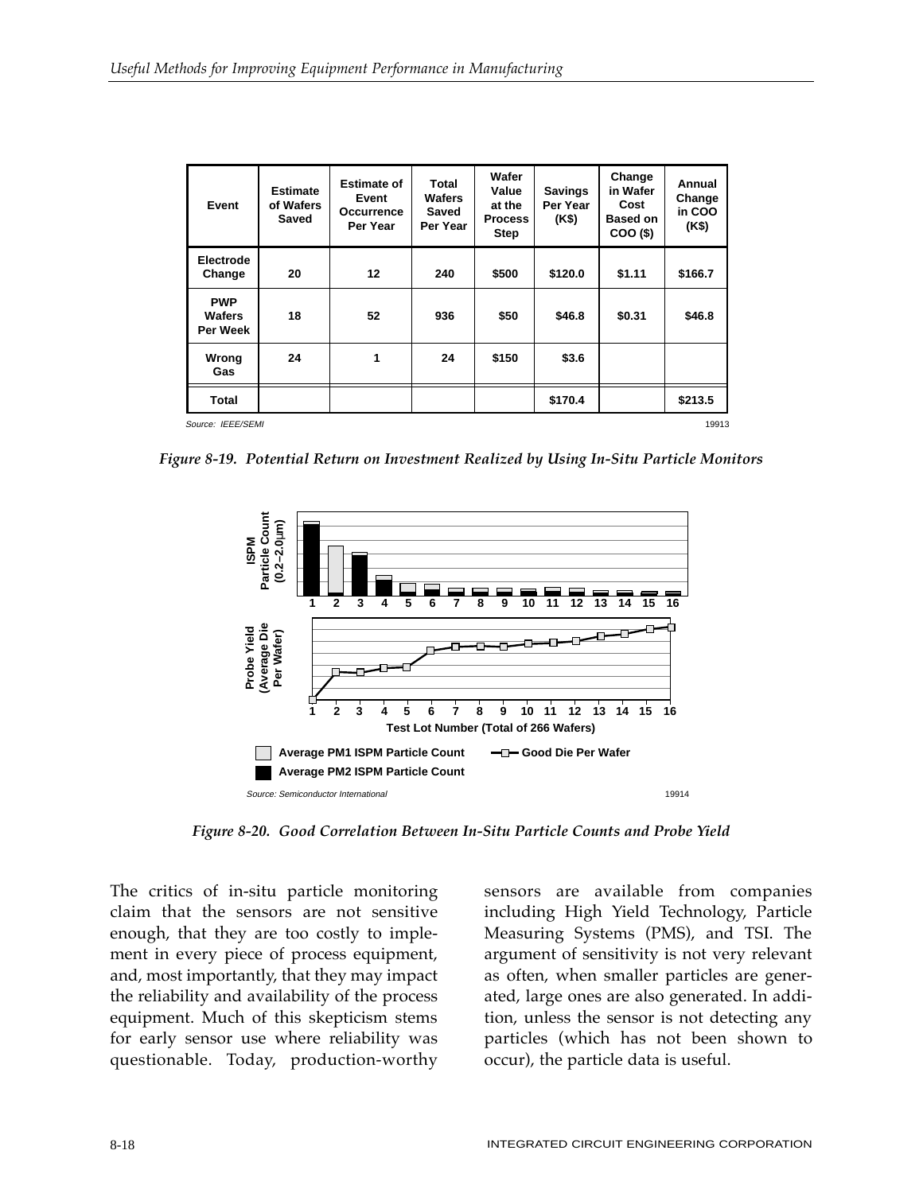| Event | Estimate of Wafers Saved | Estimate of Event Occurrence Per Year | Total Wafers Saved Per Year | Wafer Value at the Process Step | Savings Per Year (K$) | Change in Wafer Cost Based on COO ($) | Annual Change in COO (K$) |
|---|---|---|---|---|---|---|---|
| Electrode Change | 20 | 12 | 240 | $500 | $120.0 | $1.11 | $166.7 |
| PWP Wafers Per Week | 18 | 52 | 936 | $50 | $46.8 | $0.31 | $46.8 |
| Wrong Gas | 24 | 1 | 24 | $150 | $3.6 | | |
| Total | | | | | $170.4 | | $213.5 |

Source: IEEE/SEMI

*Figure 8-19. Potential Return on Investment Realized by Using In-Situ Particle Monitors*

Source: Semiconductor International

*Figure 8-20. Good Correlation Between In-Situ Particle Counts and Probe Yield*

The critics of in-situ particle monitoring claim that the sensors are not sensitive enough, that they are too costly to implement in every piece of process equipment, and, most importantly, that they may impact the reliability and availability of the process equipment. Much of this skepticism stems for early sensor use where reliability was questionable. Today, production-worthy sensors are available from companies including High Yield Technology, Particle Measuring Systems (PMS), and TSI. The argument of sensitivity is not very relevant as often, when smaller particles are generated, large ones are also generated. In addition, unless the sensor is not detecting any particles (which has not been shown to occur), the particle data is useful.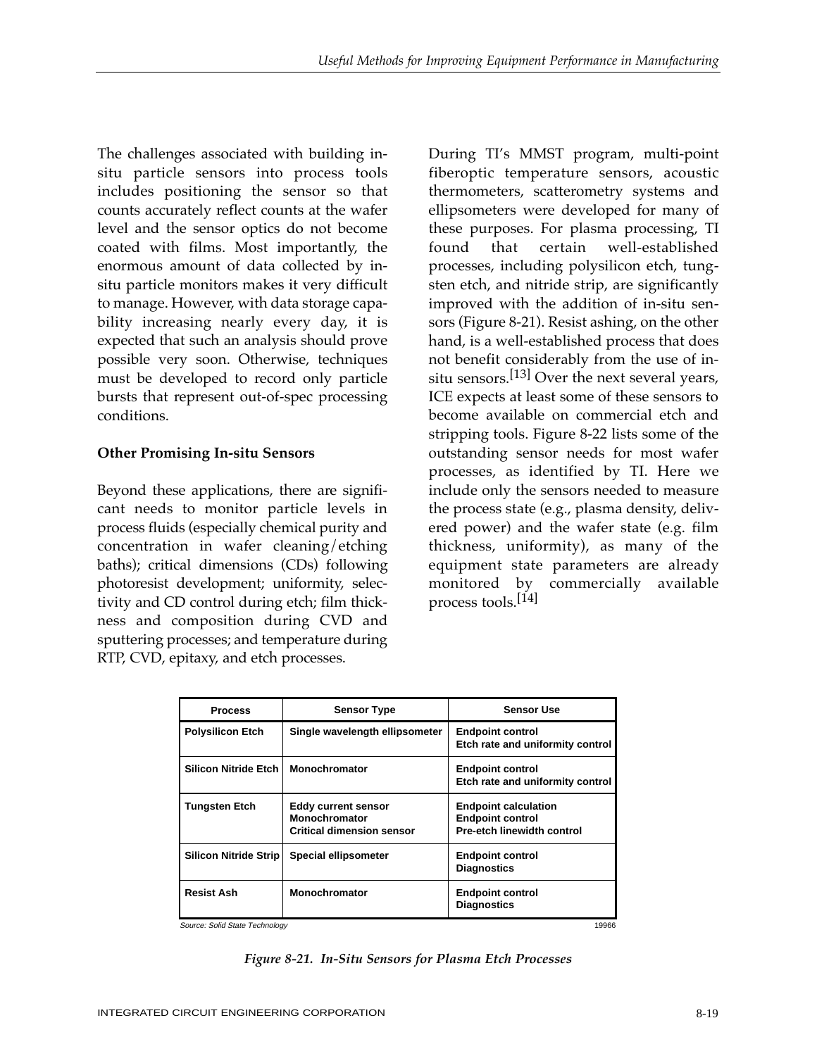The challenges associated with building in-situ particle sensors into process tools includes positioning the sensor so that counts accurately reflect counts at the wafer level and the sensor optics do not become coated with films. Most importantly, the enormous amount of data collected by in-situ particle monitors makes it very difficult to manage. However, with data storage capability increasing nearly every day, it is expected that such an analysis should prove possible very soon. Otherwise, techniques must be developed to record only particle bursts that represent out-of-spec processing conditions.

### Other Promising In-situ Sensors

Beyond these applications, there are significant needs to monitor particle levels in process fluids (especially chemical purity and concentration in wafer cleaning/etching baths); critical dimensions (CDs) following photoresist development; uniformity, selectivity and CD control during etch; film thickness and composition during CVD and sputtering processes; and temperature during RTP, CVD, epitaxy, and etch processes.

During TI's MMST program, multi-point fiberoptic temperature sensors, acoustic thermometers, scatterometry systems and ellipsometers were developed for many of these purposes. For plasma processing, TI found that certain well-established processes, including polysilicon etch, tungsten etch, and nitride strip, are significantly improved with the addition of in-situ sensors (Figure 8-21). Resist ashing, on the other hand, is a well-established process that does not benefit considerably from the use of in-situ sensors.[13] Over the next several years, ICE expects at least some of these sensors to become available on commercial etch and stripping tools. Figure 8-22 lists some of the outstanding sensor needs for most wafer processes, as identified by TI. Here we include only the sensors needed to measure the process state (e.g., plasma density, delivered power) and the wafer state (e.g. film thickness, uniformity), as many of the equipment state parameters are already monitored by commercially available process tools.[14]

| Process | Sensor Type | Sensor Use |
|---|---|---|
| Polysilicon Etch | Single wavelength ellipsometer | Endpoint control<br>Etch rate and uniformity control |
| Silicon Nitride Etch | Monochromator | Endpoint control<br>Etch rate and uniformity control |
| Tungsten Etch | Eddy current sensor<br>Monochromator<br>Critical dimension sensor | Endpoint calculation<br>Endpoint control<br>Pre-etch linewidth control |
| Silicon Nitride Strip | Special ellipsometer | Endpoint control<br>Diagnostics |
| Resist Ash | Monochromator | Endpoint control<br>Diagnostics |

Source: Solid State Technology 19966

*Figure 8-21. In-Situ Sensors for Plasma Etch Processes*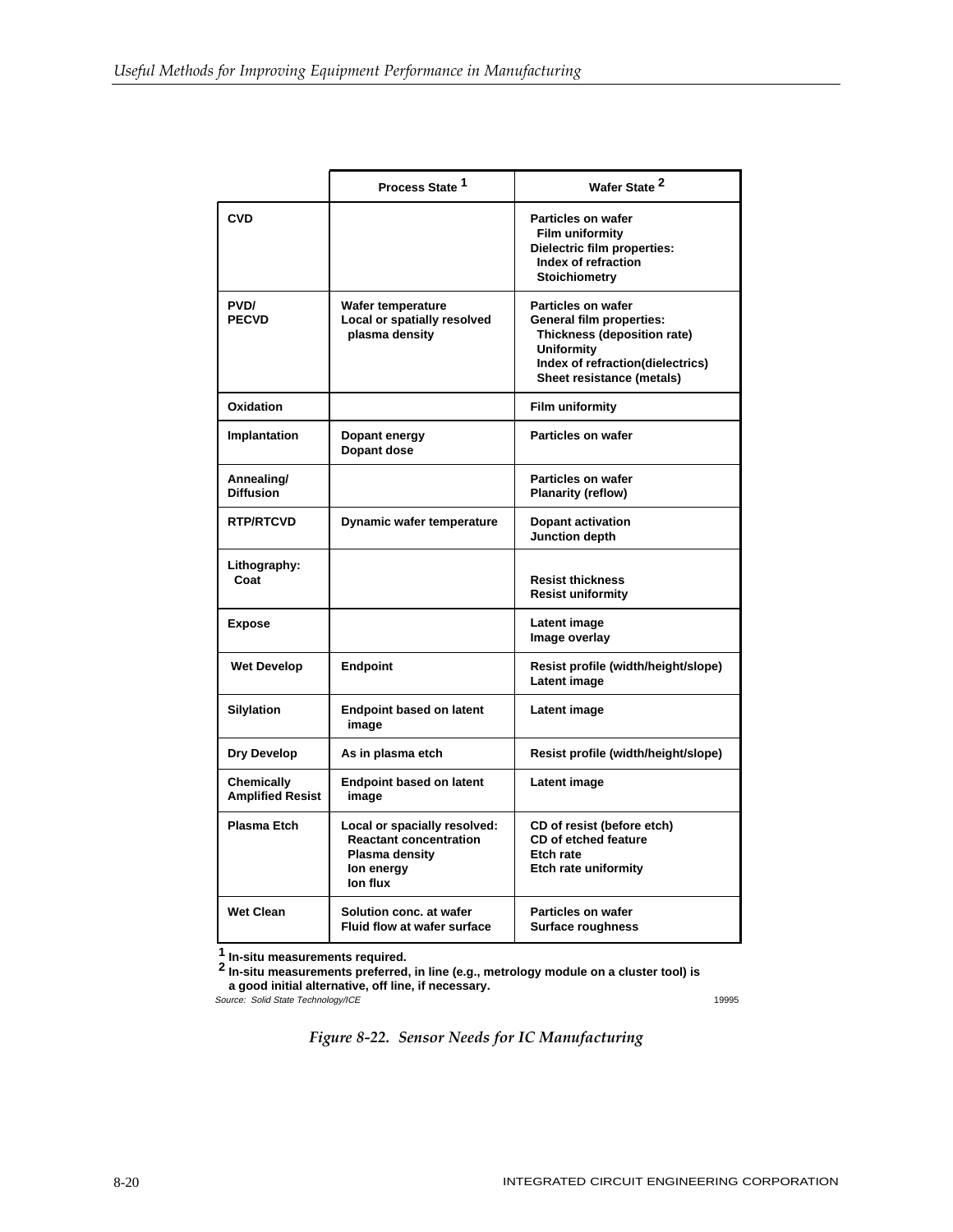| | Process State [1] | Wafer State [2] |
|---|---|---|
| **CVD** | | **Particles on wafer**<br>**Film uniformity**<br>**Dielectric film properties:**<br>**Index of refraction**<br>**Stoichiometry** |
| **PVD/ PECVD** | **Wafer temperature**<br>**Local or spatially resolved plasma density** | **Particles on wafer**<br>**General film properties:**<br>**Thickness (deposition rate)**<br>**Uniformity**<br>**Index of refraction(dielectrics)**<br>**Sheet resistance (metals)** |
| **Oxidation** | | **Film uniformity** |
| **Implantation** | **Dopant energy**<br>**Dopant dose** | **Particles on wafer** |
| **Annealing/ Diffusion** | | **Particles on wafer**<br>**Planarity (reflow)** |
| **RTP/RTCVD** | **Dynamic wafer temperature** | **Dopant activation**<br>**Junction depth** |
| **Lithography: Coat** | | **Resist thickness**<br>**Resist uniformity** |
| **Expose** | | **Latent image**<br>**Image overlay** |
| **Wet Develop** | **Endpoint** | **Resist profile (width/height/slope)**<br>**Latent image** |
| **Silylation** | **Endpoint based on latent image** | **Latent image** |
| **Dry Develop** | **As in plasma etch** | **Resist profile (width/height/slope)** |
| **Chemically Amplified Resist** | **Endpoint based on latent image** | **Latent image** |
| **Plasma Etch** | **Local or spacially resolved:**<br>**Reactant concentration**<br>**Plasma density**<br>**Ion energy**<br>**Ion flux** | **CD of resist (before etch)**<br>**CD of etched feature**<br>**Etch rate**<br>**Etch rate uniformity** |
| **Wet Clean** | **Solution conc. at wafer**<br>**Fluid flow at wafer surface** | **Particles on wafer**<br>**Surface roughness** |

[1] **In-situ measurements required.**
[2] **In-situ measurements preferred, in line (e.g., metrology module on a cluster tool) is a good initial alternative, off line, if necessary.**

*Source: Solid State Technology/ICE*

19995

*Figure 8-22. Sensor Needs for IC Manufacturing*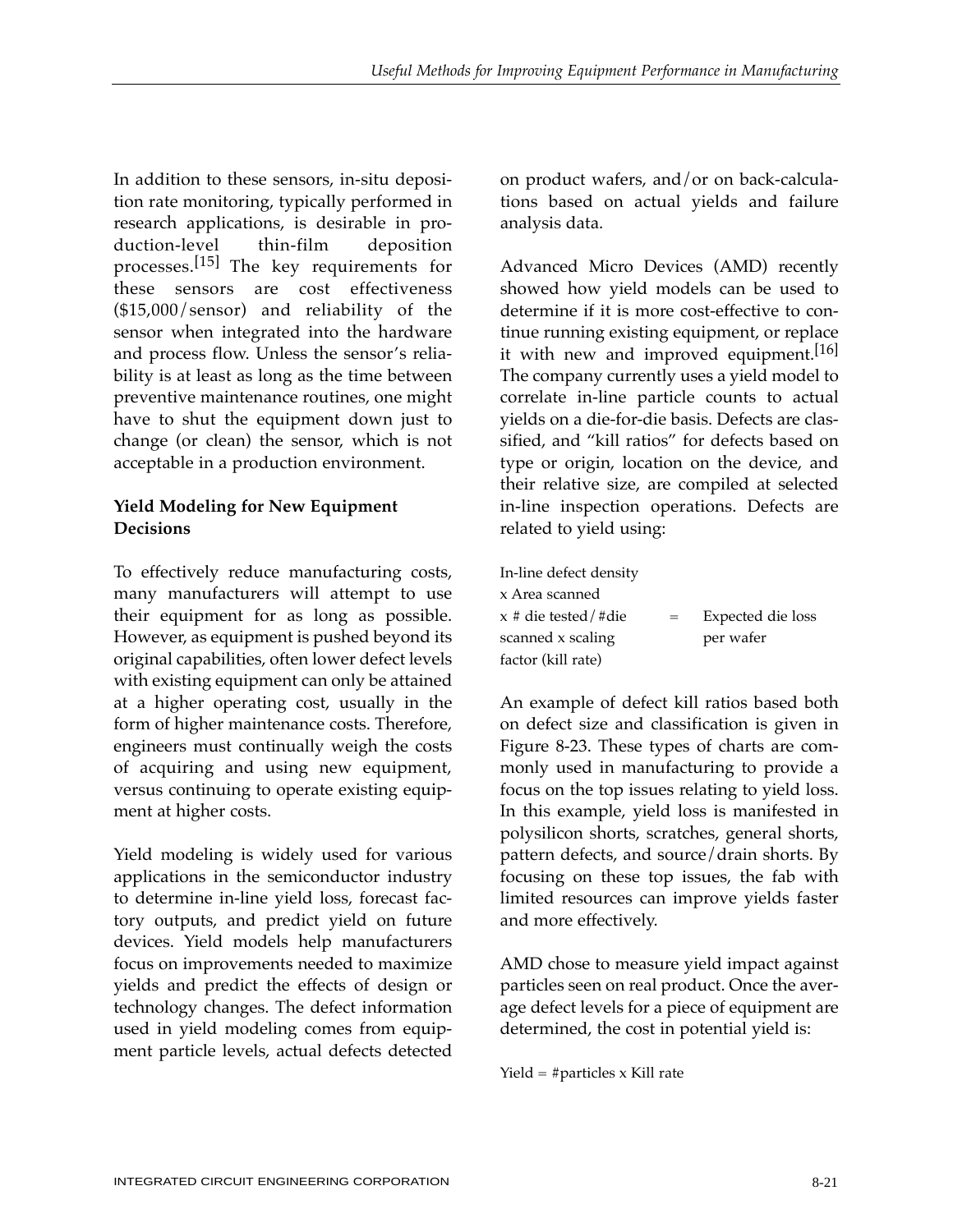In addition to these sensors, in-situ deposition rate monitoring, typically performed in research applications, is desirable in production-level thin-film deposition processes.[15] The key requirements for these sensors are cost effectiveness ($15,000/sensor) and reliability of the sensor when integrated into the hardware and process flow. Unless the sensor's reliability is at least as long as the time between preventive maintenance routines, one might have to shut the equipment down just to change (or clean) the sensor, which is not acceptable in a production environment.

**Yield Modeling for New Equipment Decisions**

To effectively reduce manufacturing costs, many manufacturers will attempt to use their equipment for as long as possible. However, as equipment is pushed beyond its original capabilities, often lower defect levels with existing equipment can only be attained at a higher operating cost, usually in the form of higher maintenance costs. Therefore, engineers must continually weigh the costs of acquiring and using new equipment, versus continuing to operate existing equipment at higher costs.

Yield modeling is widely used for various applications in the semiconductor industry to determine in-line yield loss, forecast factory outputs, and predict yield on future devices. Yield models help manufacturers focus on improvements needed to maximize yields and predict the effects of design or technology changes. The defect information used in yield modeling comes from equipment particle levels, actual defects detected on product wafers, and/or on back-calculations based on actual yields and failure analysis data.

Advanced Micro Devices (AMD) recently showed how yield models can be used to determine if it is more cost-effective to continue running existing equipment, or replace it with new and improved equipment.[16] The company currently uses a yield model to correlate in-line particle counts to actual yields on a die-for-die basis. Defects are classified, and "kill ratios" for defects based on type or origin, location on the device, and their relative size, are compiled at selected in-line inspection operations. Defects are related to yield using:

In-line defect density x Area scanned x # die tested/#die scanned x scaling factor (kill rate) = Expected die loss per wafer

An example of defect kill ratios based both on defect size and classification is given in Figure 8-23. These types of charts are commonly used in manufacturing to provide a focus on the top issues relating to yield loss. In this example, yield loss is manifested in polysilicon shorts, scratches, general shorts, pattern defects, and source/drain shorts. By focusing on these top issues, the fab with limited resources can improve yields faster and more effectively.

AMD chose to measure yield impact against particles seen on real product. Once the average defect levels for a piece of equipment are determined, the cost in potential yield is:

Yield = #particles x Kill rate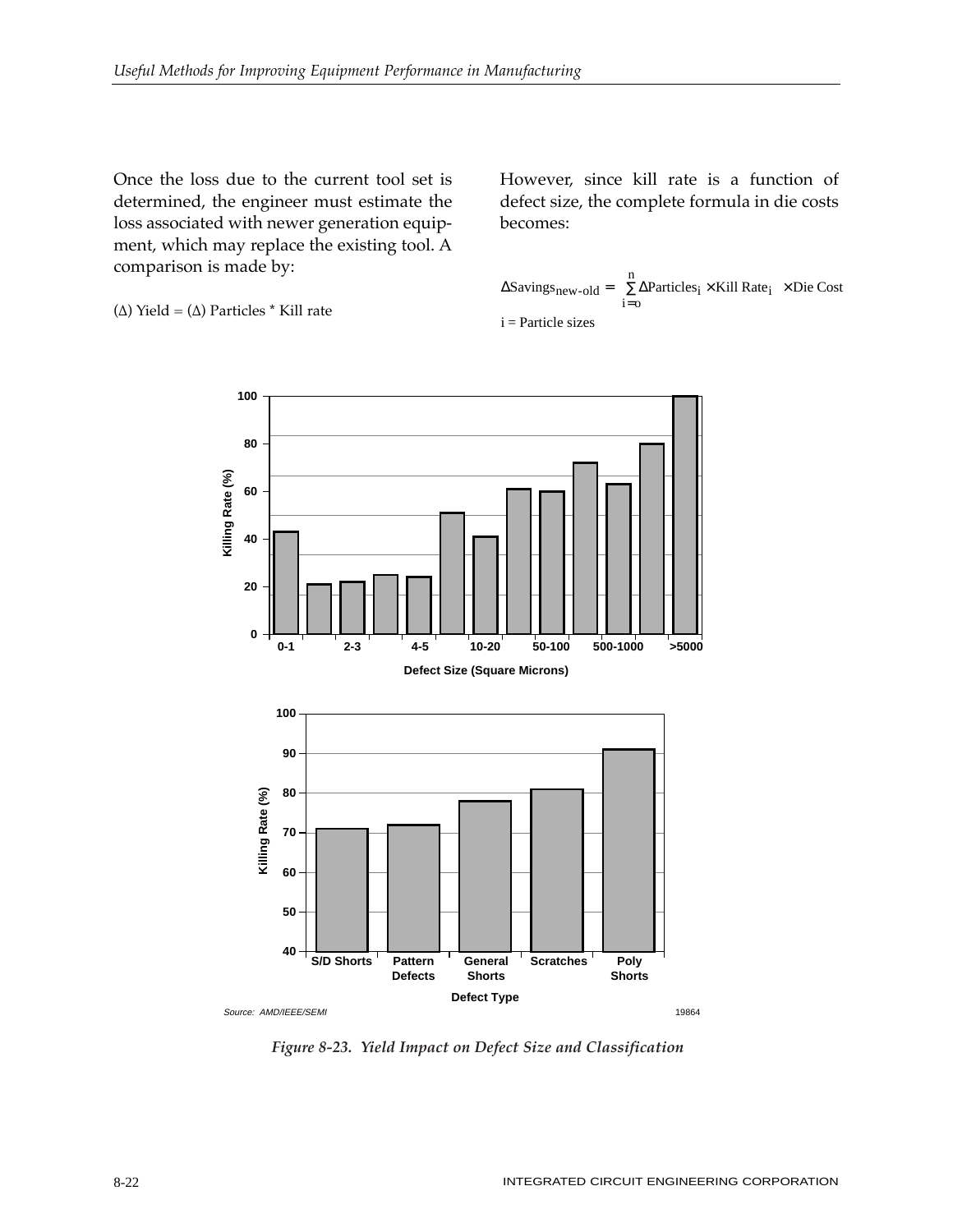Once the loss due to the current tool set is determined, the engineer must estimate the loss associated with newer generation equipment, which may replace the existing tool. A comparison is made by:

$(\Delta)$ Yield = $(\Delta)$ Particles * Kill rate

However, since kill rate is a function of defect size, the complete formula in die costs becomes:

$$\Delta \text{Savings}_{\text{new-old}} = \sum_{i=o}^{n} \Delta \text{Particles}_i \times \text{Kill Rate}_i \times \text{Die Cost}$$

i = Particle sizes

Source: AMD/IEEE/SEMI

*Figure 8-23. Yield Impact on Defect Size and Classification*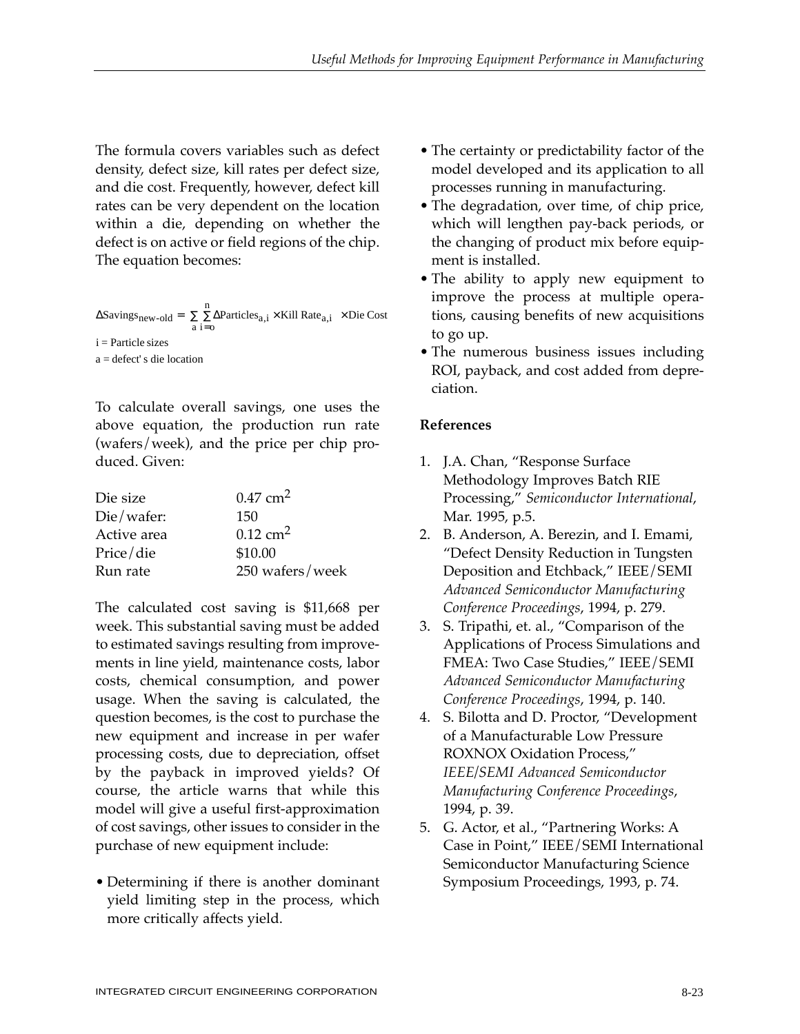The formula covers variables such as defect density, defect size, kill rates per defect size, and die cost. Frequently, however, defect kill rates can be very dependent on the location within a die, depending on whether the defect is on active or field regions of the chip. The equation becomes:

$$\Delta \text{Savings}_{\text{new-old}} = \sum_{a} \sum_{i=0}^{n} \Delta \text{Particles}_{a,i} \times \text{Kill Rate}_{a,i} \times \text{Die Cost}$$

i = Particle sizes

a = defect' s die location

To calculate overall savings, one uses the above equation, the production run rate (wafers/week), and the price per chip produced. Given:

| | |
|---|---|
| Die size | $0.47\ \text{cm}^2$ |
| Die/wafer: | 150 |
| Active area | $0.12\ \text{cm}^2$ |
| Price/die | $10.00 |
| Run rate | 250 wafers/week |

The calculated cost saving is $11,668 per week. This substantial saving must be added to estimated savings resulting from improvements in line yield, maintenance costs, labor costs, chemical consumption, and power usage. When the saving is calculated, the question becomes, is the cost to purchase the new equipment and increase in per wafer processing costs, due to depreciation, offset by the payback in improved yields? Of course, the article warns that while this model will give a useful first-approximation of cost savings, other issues to consider in the purchase of new equipment include:

- Determining if there is another dominant yield limiting step in the process, which more critically affects yield.
- The certainty or predictability factor of the model developed and its application to all processes running in manufacturing.
- The degradation, over time, of chip price, which will lengthen pay-back periods, or the changing of product mix before equipment is installed.
- The ability to apply new equipment to improve the process at multiple operations, causing benefits of new acquisitions to go up.
- The numerous business issues including ROI, payback, and cost added from depreciation.

**References**

1. J.A. Chan, "Response Surface Methodology Improves Batch RIE Processing," *Semiconductor International*, Mar. 1995, p.5.
2. B. Anderson, A. Berezin, and I. Emami, "Defect Density Reduction in Tungsten Deposition and Etchback," IEEE/SEMI *Advanced Semiconductor Manufacturing Conference Proceedings*, 1994, p. 279.
3. S. Tripathi, et. al., "Comparison of the Applications of Process Simulations and FMEA: Two Case Studies," IEEE/SEMI *Advanced Semiconductor Manufacturing Conference Proceedings*, 1994, p. 140.
4. S. Bilotta and D. Proctor, "Development of a Manufacturable Low Pressure ROXNOX Oxidation Process," *IEEE/SEMI Advanced Semiconductor Manufacturing Conference Proceedings*, 1994, p. 39.
5. G. Actor, et al., "Partnering Works: A Case in Point," IEEE/SEMI International Semiconductor Manufacturing Science Symposium Proceedings, 1993, p. 74.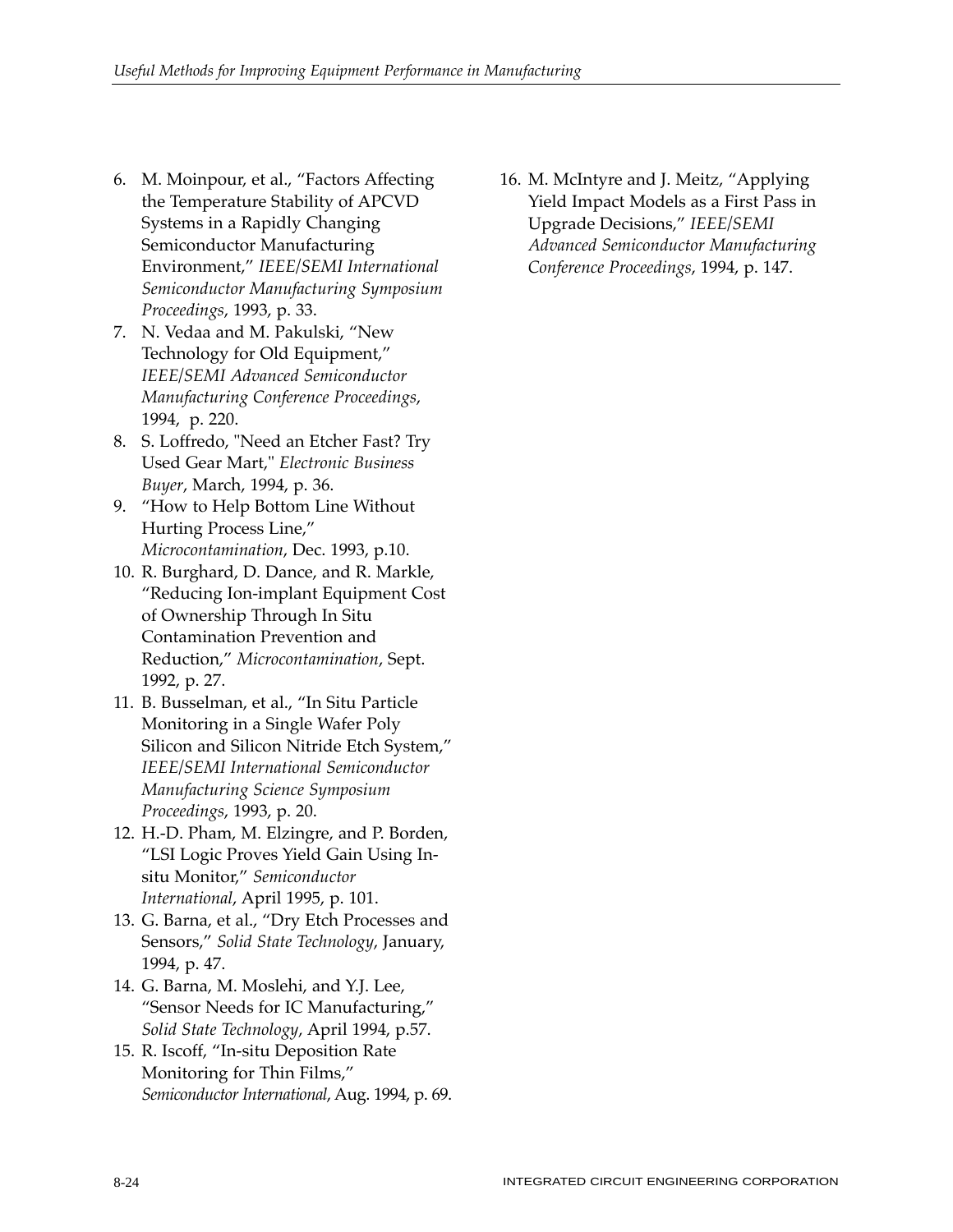6. M. Moinpour, et al., "Factors Affecting the Temperature Stability of APCVD Systems in a Rapidly Changing Semiconductor Manufacturing Environment," *IEEE/SEMI International Semiconductor Manufacturing Symposium Proceedings*, 1993, p. 33.
7. N. Vedaa and M. Pakulski, "New Technology for Old Equipment," *IEEE/SEMI Advanced Semiconductor Manufacturing Conference Proceedings*, 1994, p. 220.
8. S. Loffredo, "Need an Etcher Fast? Try Used Gear Mart," *Electronic Business Buyer*, March, 1994, p. 36.
9. "How to Help Bottom Line Without Hurting Process Line," *Microcontamination*, Dec. 1993, p.10.
10. R. Burghard, D. Dance, and R. Markle, "Reducing Ion-implant Equipment Cost of Ownership Through In Situ Contamination Prevention and Reduction," *Microcontamination*, Sept. 1992, p. 27.
11. B. Busselman, et al., "In Situ Particle Monitoring in a Single Wafer Poly Silicon and Silicon Nitride Etch System," *IEEE/SEMI International Semiconductor Manufacturing Science Symposium Proceedings*, 1993, p. 20.
12. H.-D. Pham, M. Elzingre, and P. Borden, "LSI Logic Proves Yield Gain Using In-situ Monitor," *Semiconductor International*, April 1995, p. 101.
13. G. Barna, et al., "Dry Etch Processes and Sensors," *Solid State Technology*, January, 1994, p. 47.
14. G. Barna, M. Moslehi, and Y.J. Lee, "Sensor Needs for IC Manufacturing," *Solid State Technology*, April 1994, p.57.
15. R. Iscoff, "In-situ Deposition Rate Monitoring for Thin Films," *Semiconductor International*, Aug. 1994, p. 69.
16. M. McIntyre and J. Meitz, "Applying Yield Impact Models as a First Pass in Upgrade Decisions," *IEEE/SEMI Advanced Semiconductor Manufacturing Conference Proceedings*, 1994, p. 147.